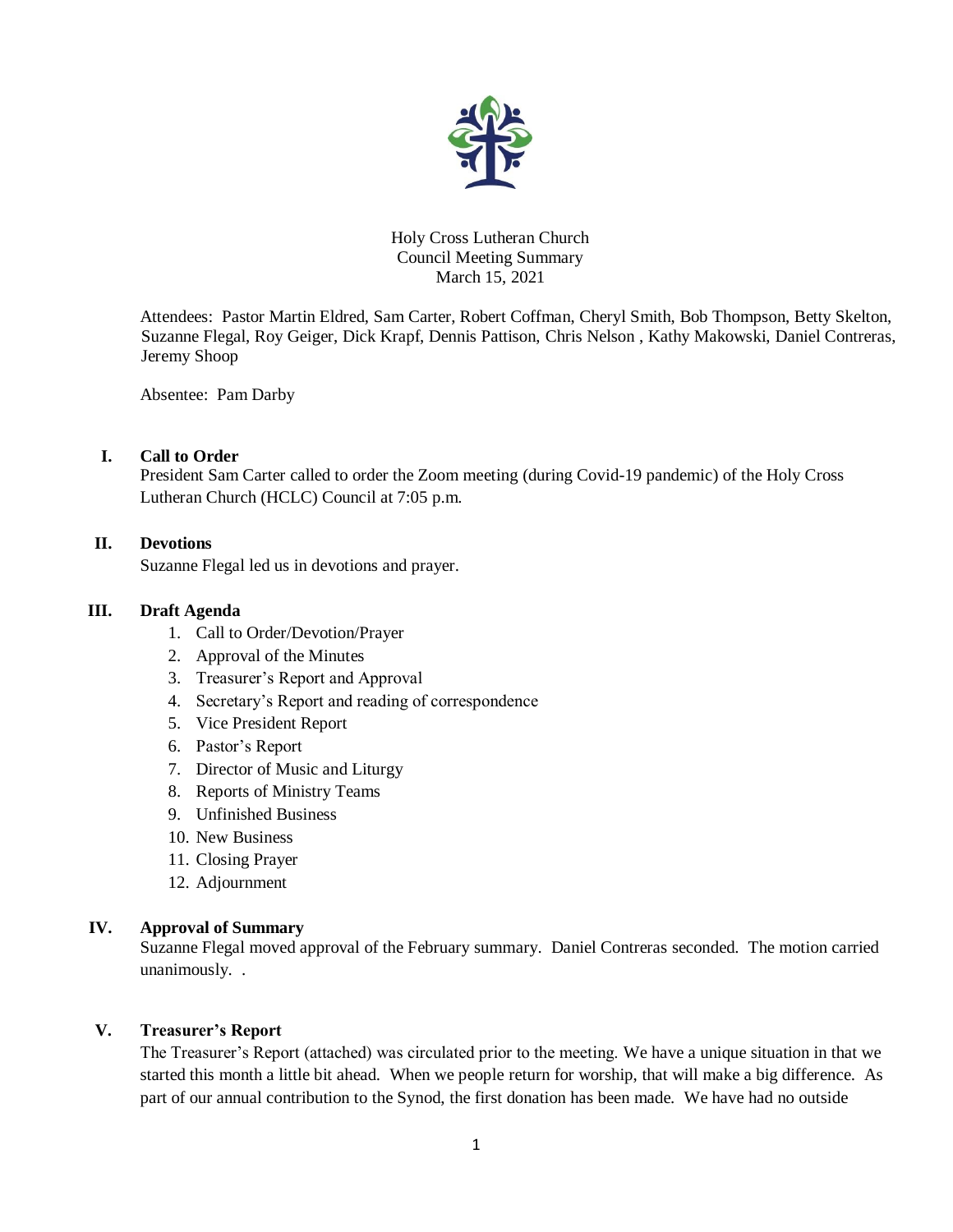Holy Cross Lutheran Church
Council Meeting Summary
March 15, 2021

Attendees: Pastor Martin Eldred, Sam Carter, Robert Coffman, Cheryl Smith, Bob Thompson, Betty Skelton, Suzanne Flegal, Roy Geiger, Dick Krapf, Dennis Pattison, Chris Nelson , Kathy Makowski, Daniel Contreras, Jeremy Shoop

Absentee: Pam Darby

## I. Call to Order

President Sam Carter called to order the Zoom meeting (during Covid-19 pandemic) of the Holy Cross Lutheran Church (HCLC) Council at 7:05 p.m.

## II. Devotions

Suzanne Flegal led us in devotions and prayer.

## III. Draft Agenda

1. Call to Order/Devotion/Prayer
2. Approval of the Minutes
3. Treasurer's Report and Approval
4. Secretary's Report and reading of correspondence
5. Vice President Report
6. Pastor's Report
7. Director of Music and Liturgy
8. Reports of Ministry Teams
9. Unfinished Business
10. New Business
11. Closing Prayer
12. Adjournment

## IV. Approval of Summary

Suzanne Flegal moved approval of the February summary. Daniel Contreras seconded. The motion carried unanimously. .

## V. Treasurer's Report

The Treasurer's Report (attached) was circulated prior to the meeting. We have a unique situation in that we started this month a little bit ahead. When we people return for worship, that will make a big difference. As part of our annual contribution to the Synod, the first donation has been made. We have had no outside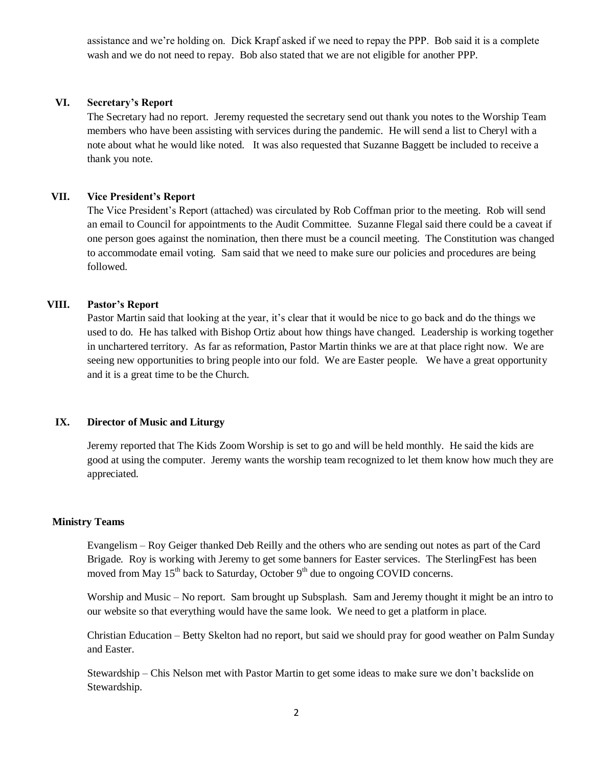assistance and we're holding on. Dick Krapf asked if we need to repay the PPP. Bob said it is a complete wash and we do not need to repay. Bob also stated that we are not eligible for another PPP.

## VI. Secretary's Report

The Secretary had no report. Jeremy requested the secretary send out thank you notes to the Worship Team members who have been assisting with services during the pandemic. He will send a list to Cheryl with a note about what he would like noted. It was also requested that Suzanne Baggett be included to receive a thank you note.

## VII. Vice President's Report

The Vice President's Report (attached) was circulated by Rob Coffman prior to the meeting. Rob will send an email to Council for appointments to the Audit Committee. Suzanne Flegal said there could be a caveat if one person goes against the nomination, then there must be a council meeting. The Constitution was changed to accommodate email voting. Sam said that we need to make sure our policies and procedures are being followed.

## VIII. Pastor's Report

Pastor Martin said that looking at the year, it's clear that it would be nice to go back and do the things we used to do. He has talked with Bishop Ortiz about how things have changed. Leadership is working together in unchartered territory. As far as reformation, Pastor Martin thinks we are at that place right now. We are seeing new opportunities to bring people into our fold. We are Easter people. We have a great opportunity and it is a great time to be the Church.

## IX. Director of Music and Liturgy

Jeremy reported that The Kids Zoom Worship is set to go and will be held monthly. He said the kids are good at using the computer. Jeremy wants the worship team recognized to let them know how much they are appreciated.

## Ministry Teams

Evangelism – Roy Geiger thanked Deb Reilly and the others who are sending out notes as part of the Card Brigade. Roy is working with Jeremy to get some banners for Easter services. The SterlingFest has been moved from May 15th back to Saturday, October 9th due to ongoing COVID concerns.

Worship and Music – No report. Sam brought up Subsplash. Sam and Jeremy thought it might be an intro to our website so that everything would have the same look. We need to get a platform in place.

Christian Education – Betty Skelton had no report, but said we should pray for good weather on Palm Sunday and Easter.

Stewardship – Chis Nelson met with Pastor Martin to get some ideas to make sure we don't backslide on Stewardship.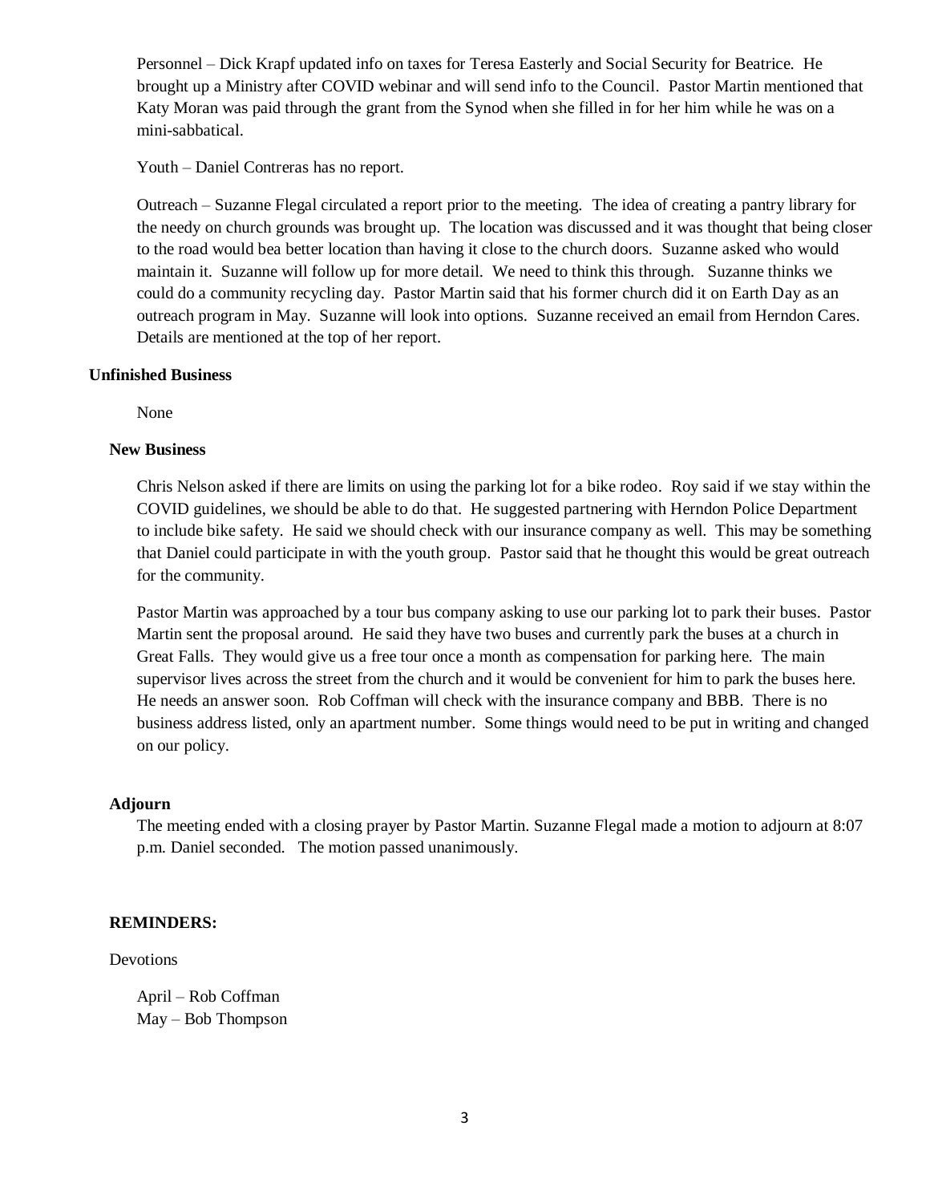Personnel – Dick Krapf updated info on taxes for Teresa Easterly and Social Security for Beatrice. He brought up a Ministry after COVID webinar and will send info to the Council. Pastor Martin mentioned that Katy Moran was paid through the grant from the Synod when she filled in for her him while he was on a mini-sabbatical.

Youth – Daniel Contreras has no report.

Outreach – Suzanne Flegal circulated a report prior to the meeting. The idea of creating a pantry library for the needy on church grounds was brought up. The location was discussed and it was thought that being closer to the road would bea better location than having it close to the church doors. Suzanne asked who would maintain it. Suzanne will follow up for more detail. We need to think this through. Suzanne thinks we could do a community recycling day. Pastor Martin said that his former church did it on Earth Day as an outreach program in May. Suzanne will look into options. Suzanne received an email from Herndon Cares. Details are mentioned at the top of her report.

**Unfinished Business**

None

**New Business**

Chris Nelson asked if there are limits on using the parking lot for a bike rodeo. Roy said if we stay within the COVID guidelines, we should be able to do that. He suggested partnering with Herndon Police Department to include bike safety. He said we should check with our insurance company as well. This may be something that Daniel could participate in with the youth group. Pastor said that he thought this would be great outreach for the community.

Pastor Martin was approached by a tour bus company asking to use our parking lot to park their buses. Pastor Martin sent the proposal around. He said they have two buses and currently park the buses at a church in Great Falls. They would give us a free tour once a month as compensation for parking here. The main supervisor lives across the street from the church and it would be convenient for him to park the buses here. He needs an answer soon. Rob Coffman will check with the insurance company and BBB. There is no business address listed, only an apartment number. Some things would need to be put in writing and changed on our policy.

**Adjourn**

The meeting ended with a closing prayer by Pastor Martin. Suzanne Flegal made a motion to adjourn at 8:07 p.m. Daniel seconded. The motion passed unanimously.

**REMINDERS:**

Devotions

April – Rob Coffman
May – Bob Thompson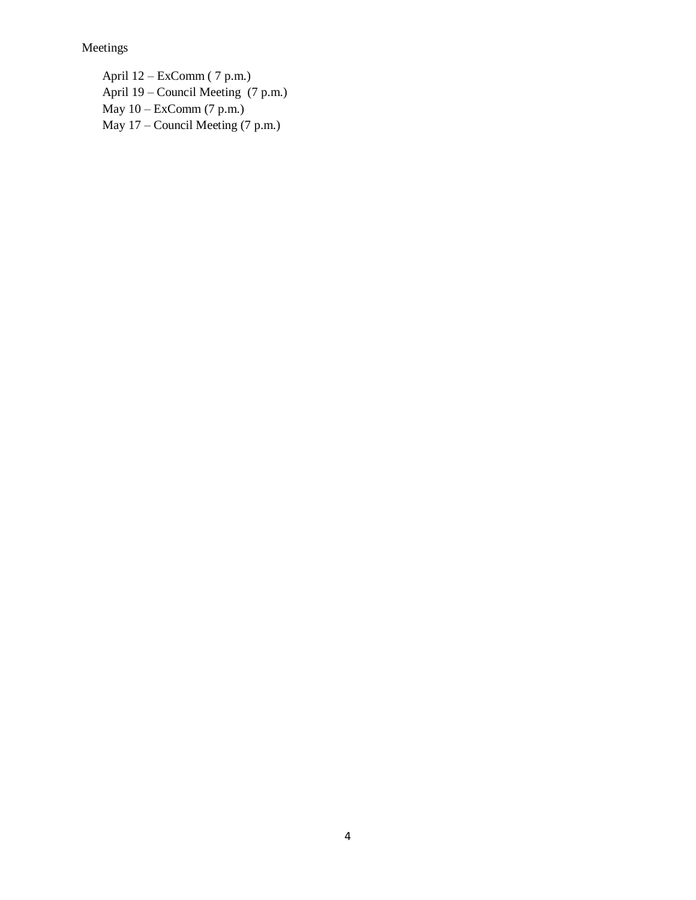Meetings

April 12 – ExComm ( 7 p.m.)
April 19 – Council Meeting (7 p.m.)
May 10 – ExComm (7 p.m.)
May 17 – Council Meeting (7 p.m.)